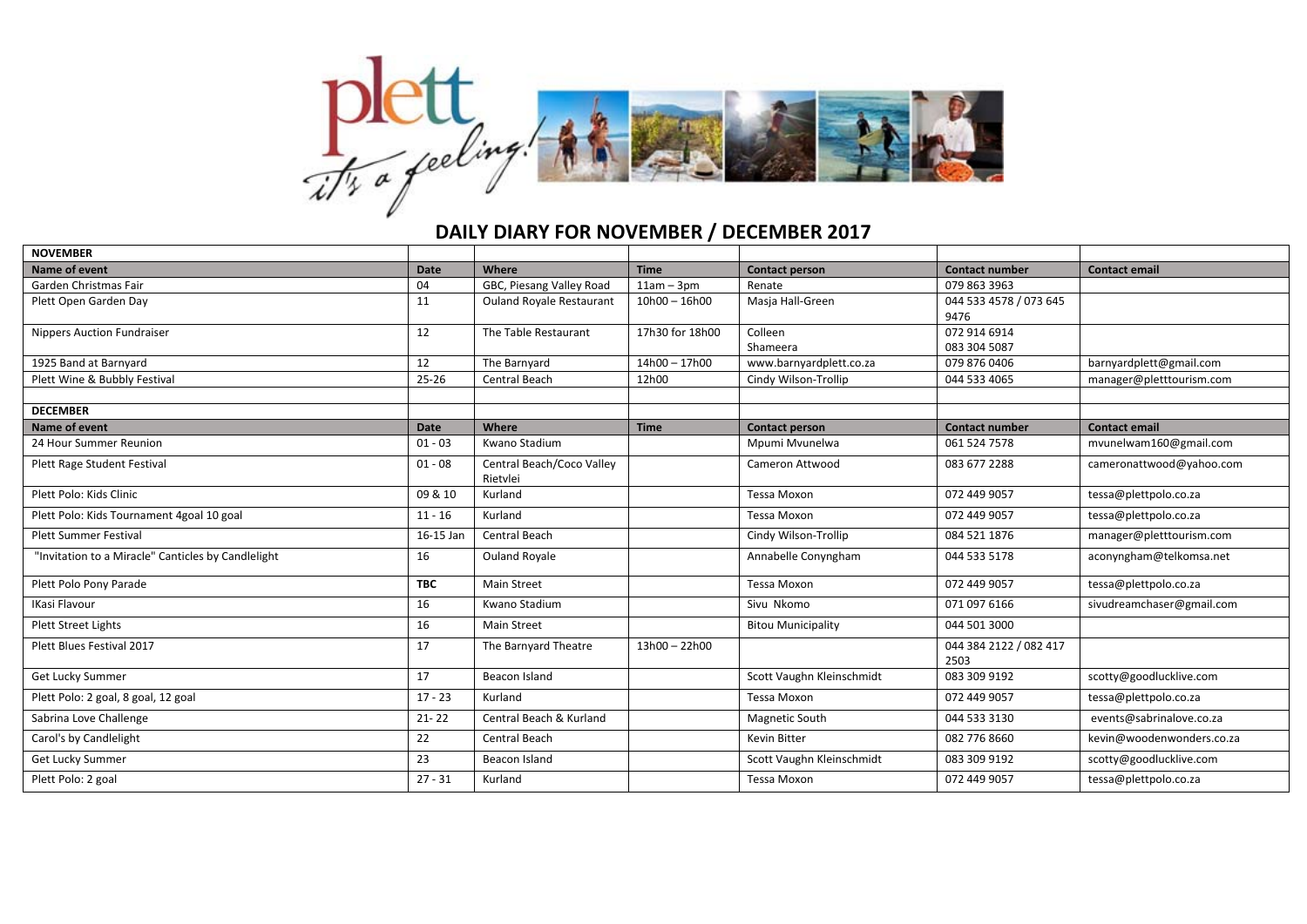# DAILY DIARY FOR NOVEMBER / DECEMBER 2017

| **NOVEMBER** | | | | | | |
|---|---|---|---|---|---|---|
| **Name of event** | **Date** | **Where** | **Time** | **Contact person** | **Contact number** | **Contact email** |
| Garden Christmas Fair | 04 | GBC, Piesang Valley Road | 11am – 3pm | Renate | 079 863 3963 | |
| Plett Open Garden Day | 11 | Ouland Royale Restaurant | 10h00 – 16h00 | Masja Hall-Green | 044 533 4578 / 073 645 9476 | |
| Nippers Auction Fundraiser | 12 | The Table Restaurant | 17h30 for 18h00 | Colleen<br>Shameera | 072 914 6914<br>083 304 5087 | |
| 1925 Band at Barnyard | 12 | The Barnyard | 14h00 – 17h00 | www.barnyardplett.co.za | 079 876 0406 | barnyardplett@gmail.com |
| Plett Wine & Bubbly Festival | 25-26 | Central Beach | 12h00 | Cindy Wilson-Trollip | 044 533 4065 | manager@pletttourism.com |
| | | | | | | |
| **DECEMBER** | | | | | | |
| **Name of event** | **Date** | **Where** | **Time** | **Contact person** | **Contact number** | **Contact email** |
| 24 Hour Summer Reunion | 01 - 03 | Kwano Stadium | | Mpumi Mvunelwa | 061 524 7578 | mvunelwam160@gmail.com |
| Plett Rage Student Festival | 01 - 08 | Central Beach/Coco Valley Rietvlei | | Cameron Attwood | 083 677 2288 | cameronattwood@yahoo.com |
| Plett Polo: Kids Clinic | 09 & 10 | Kurland | | Tessa Moxon | 072 449 9057 | tessa@plettpolo.co.za |
| Plett Polo: Kids Tournament 4goal 10 goal | 11 - 16 | Kurland | | Tessa Moxon | 072 449 9057 | tessa@plettpolo.co.za |
| Plett Summer Festival | 16-15 Jan | Central Beach | | Cindy Wilson-Trollip | 084 521 1876 | manager@pletttourism.com |
| "Invitation to a Miracle" Canticles by Candlelight | 16 | Ouland Royale | | Annabelle Conyngham | 044 533 5178 | aconyngham@telkomsa.net |
| Plett Polo Pony Parade | **TBC** | Main Street | | Tessa Moxon | 072 449 9057 | tessa@plettpolo.co.za |
| IKasi Flavour | 16 | Kwano Stadium | | Sivu Nkomo | 071 097 6166 | sivudreamchaser@gmail.com |
| Plett Street Lights | 16 | Main Street | | Bitou Municipality | 044 501 3000 | |
| Plett Blues Festival 2017 | 17 | The Barnyard Theatre | 13h00 – 22h00 | | 044 384 2122 / 082 417 2503 | |
| Get Lucky Summer | 17 | Beacon Island | | Scott Vaughn Kleinschmidt | 083 309 9192 | scotty@goodlucklive.com |
| Plett Polo: 2 goal, 8 goal, 12 goal | 17 - 23 | Kurland | | Tessa Moxon | 072 449 9057 | tessa@plettpolo.co.za |
| Sabrina Love Challenge | 21- 22 | Central Beach & Kurland | | Magnetic South | 044 533 3130 | events@sabrinalove.co.za |
| Carol's by Candlelight | 22 | Central Beach | | Kevin Bitter | 082 776 8660 | kevin@woodenwonders.co.za |
| Get Lucky Summer | 23 | Beacon Island | | Scott Vaughn Kleinschmidt | 083 309 9192 | scotty@goodlucklive.com |
| Plett Polo: 2 goal | 27 - 31 | Kurland | | Tessa Moxon | 072 449 9057 | tessa@plettpolo.co.za |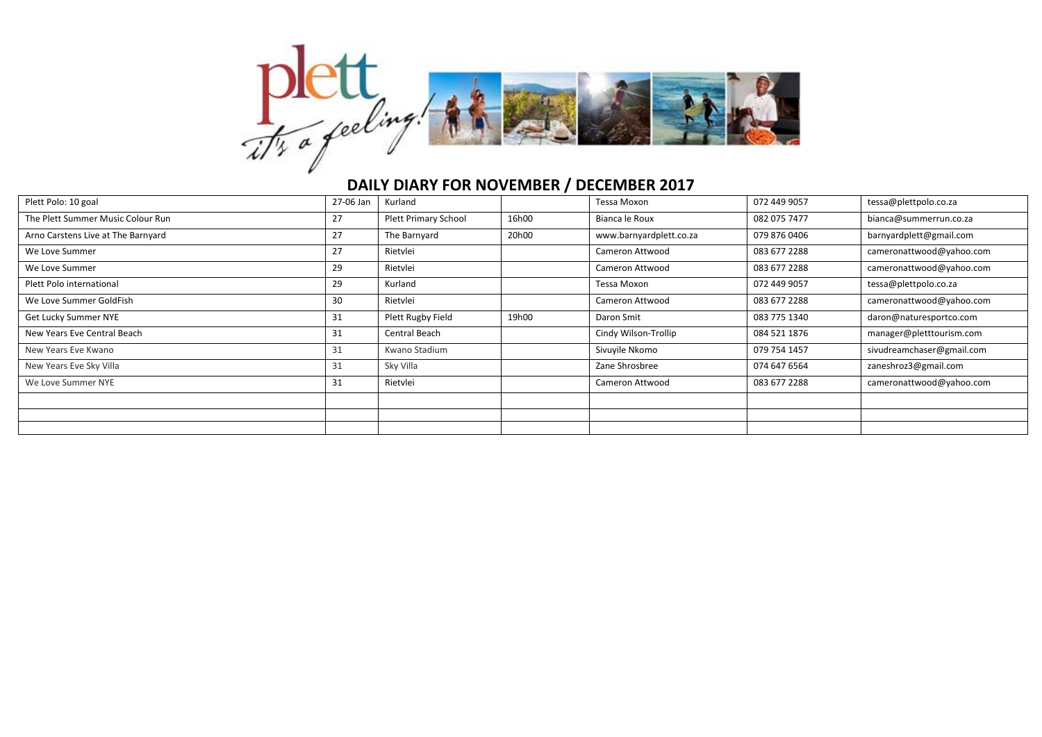## DAILY DIARY FOR NOVEMBER / DECEMBER 2017

| | | | | | | |
|---|---|---|---|---|---|---|
| Plett Polo: 10 goal | 27-06 Jan | Kurland | | Tessa Moxon | 072 449 9057 | tessa@plettpolo.co.za |
| The Plett Summer Music Colour Run | 27 | Plett Primary School | 16h00 | Bianca le Roux | 082 075 7477 | bianca@summerrun.co.za |
| Arno Carstens Live at The Barnyard | 27 | The Barnyard | 20h00 | www.barnyardplett.co.za | 079 876 0406 | barnyardplett@gmail.com |
| We Love Summer | 27 | Rietvlei | | Cameron Attwood | 083 677 2288 | cameronattwood@yahoo.com |
| We Love Summer | 29 | Rietvlei | | Cameron Attwood | 083 677 2288 | cameronattwood@yahoo.com |
| Plett Polo international | 29 | Kurland | | Tessa Moxon | 072 449 9057 | tessa@plettpolo.co.za |
| We Love Summer GoldFish | 30 | Rietvlei | | Cameron Attwood | 083 677 2288 | cameronattwood@yahoo.com |
| Get Lucky Summer NYE | 31 | Plett Rugby Field | 19h00 | Daron Smit | 083 775 1340 | daron@naturesportco.com |
| New Years Eve Central Beach | 31 | Central Beach | | Cindy Wilson-Trollip | 084 521 1876 | manager@pletttourism.com |
| New Years Eve Kwano | 31 | Kwano Stadium | | Sivuyile Nkomo | 079 754 1457 | sivudreamchaser@gmail.com |
| New Years Eve Sky Villa | 31 | Sky Villa | | Zane Shrosbree | 074 647 6564 | zaneshroz3@gmail.com |
| We Love Summer NYE | 31 | Rietvlei | | Cameron Attwood | 083 677 2288 | cameronattwood@yahoo.com |
| | | | | | | |
| | | | | | | |
| | | | | | | |